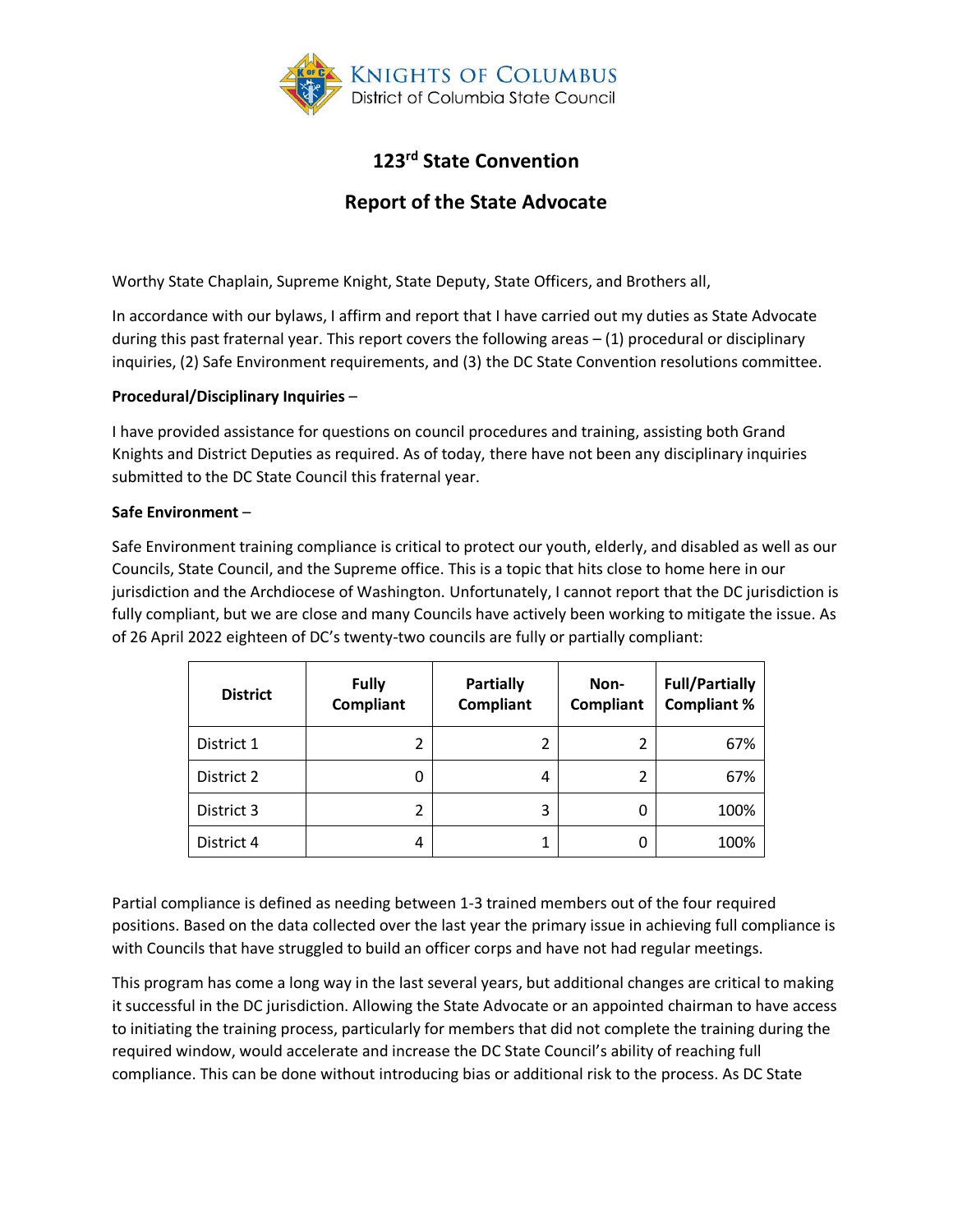KNIGHTS OF COLUMBUS
District of Columbia State Council

# 123rd State Convention

# Report of the State Advocate

Worthy State Chaplain, Supreme Knight, State Deputy, State Officers, and Brothers all,

In accordance with our bylaws, I affirm and report that I have carried out my duties as State Advocate during this past fraternal year. This report covers the following areas – (1) procedural or disciplinary inquiries, (2) Safe Environment requirements, and (3) the DC State Convention resolutions committee.

**Procedural/Disciplinary Inquiries** –

I have provided assistance for questions on council procedures and training, assisting both Grand Knights and District Deputies as required. As of today, there have not been any disciplinary inquiries submitted to the DC State Council this fraternal year.

**Safe Environment** –

Safe Environment training compliance is critical to protect our youth, elderly, and disabled as well as our Councils, State Council, and the Supreme office. This is a topic that hits close to home here in our jurisdiction and the Archdiocese of Washington. Unfortunately, I cannot report that the DC jurisdiction is fully compliant, but we are close and many Councils have actively been working to mitigate the issue. As of 26 April 2022 eighteen of DC's twenty-two councils are fully or partially compliant:

| District | Fully Compliant | Partially Compliant | Non-Compliant | Full/Partially Compliant % |
|---|---|---|---|---|
| District 1 | 2 | 2 | 2 | 67% |
| District 2 | 0 | 4 | 2 | 67% |
| District 3 | 2 | 3 | 0 | 100% |
| District 4 | 4 | 1 | 0 | 100% |

Partial compliance is defined as needing between 1-3 trained members out of the four required positions. Based on the data collected over the last year the primary issue in achieving full compliance is with Councils that have struggled to build an officer corps and have not had regular meetings.

This program has come a long way in the last several years, but additional changes are critical to making it successful in the DC jurisdiction. Allowing the State Advocate or an appointed chairman to have access to initiating the training process, particularly for members that did not complete the training during the required window, would accelerate and increase the DC State Council's ability of reaching full compliance. This can be done without introducing bias or additional risk to the process. As DC State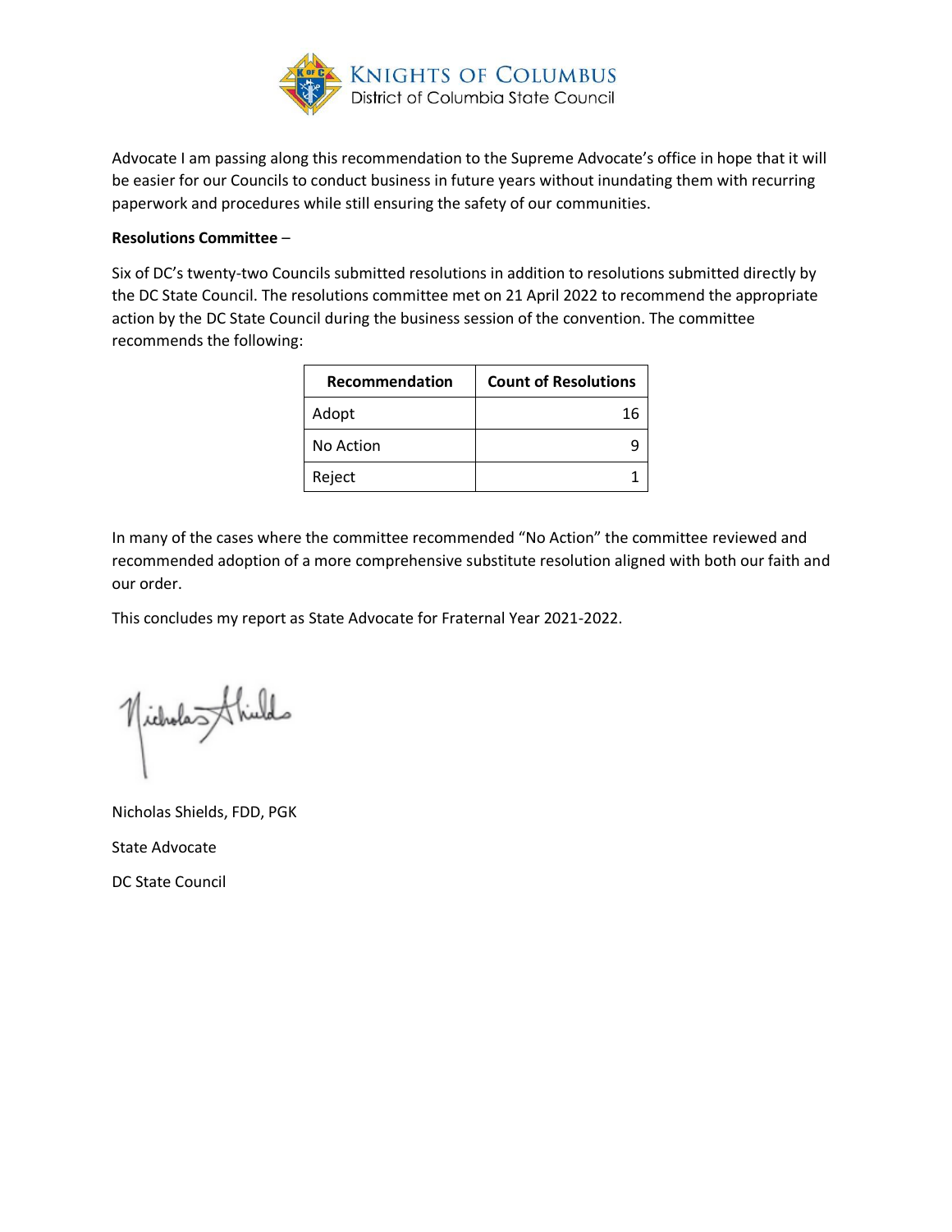Advocate I am passing along this recommendation to the Supreme Advocate's office in hope that it will be easier for our Councils to conduct business in future years without inundating them with recurring paperwork and procedures while still ensuring the safety of our communities.

**Resolutions Committee** –

Six of DC's twenty-two Councils submitted resolutions in addition to resolutions submitted directly by the DC State Council. The resolutions committee met on 21 April 2022 to recommend the appropriate action by the DC State Council during the business session of the convention. The committee recommends the following:

| Recommendation | Count of Resolutions |
|---|---:|
| Adopt | 16 |
| No Action | 9 |
| Reject | 1 |

In many of the cases where the committee recommended "No Action" the committee reviewed and recommended adoption of a more comprehensive substitute resolution aligned with both our faith and our order.

This concludes my report as State Advocate for Fraternal Year 2021-2022.

Nicholas Shields

Nicholas Shields, FDD, PGK

State Advocate

DC State Council